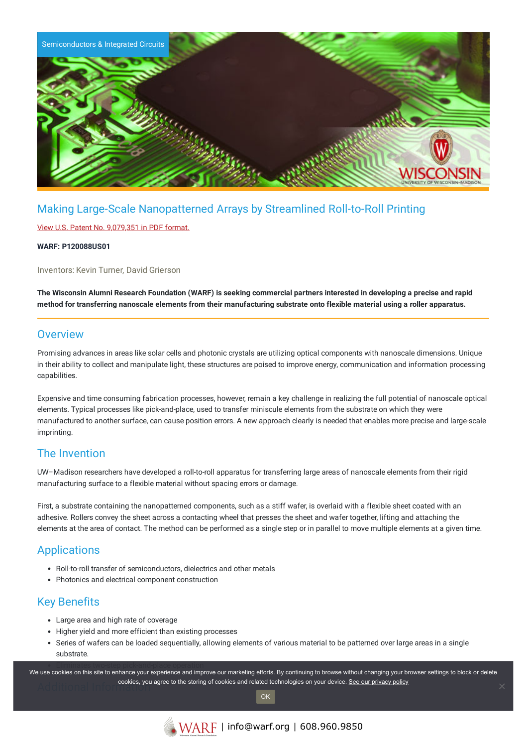Semiconductors & Integrated Circuits

# Making Large-Scale Nanopatterned Arrays by Streamlined Roll-to-Roll Printing

View U.S. Patent No. 9,079,351 in PDF format.

**WARF: P120088US01**

Inventors: Kevin Turner, David Grierson

**The Wisconsin Alumni Research Foundation (WARF) is seeking commercial partners interested in developing a precise and rapid method for transferring nanoscale elements from their manufacturing substrate onto flexible material using a roller apparatus.**

## Overview

Promising advances in areas like solar cells and photonic crystals are utilizing optical components with nanoscale dimensions. Unique in their ability to collect and manipulate light, these structures are poised to improve energy, communication and information processing capabilities.

Expensive and time consuming fabrication processes, however, remain a key challenge in realizing the full potential of nanoscale optical elements. Typical processes like pick-and-place, used to transfer miniscule elements from the substrate on which they were manufactured to another surface, can cause position errors. A new approach clearly is needed that enables more precise and large-scale imprinting.

## The Invention

UW–Madison researchers have developed a roll-to-roll apparatus for transferring large areas of nanoscale elements from their rigid manufacturing surface to a flexible material without spacing errors or damage.

First, a substrate containing the nanopatterned components, such as a stiff wafer, is overlaid with a flexible sheet coated with an adhesive. Rollers convey the sheet across a contacting wheel that presses the sheet and wafer together, lifting and attaching the elements at the area of contact. The method can be performed as a single step or in parallel to move multiple elements at a given time.

## Applications

- Roll-to-roll transfer of semiconductors, dielectrics and other metals
- Photonics and electrical component construction

## Key Benefits

- Large area and high rate of coverage
- Higher yield and more efficient than existing processes
- Series of wafers can be loaded sequentially, allowing elements of various material to be patterned over large areas in a single substrate.
- Eliminates two-step pick-and-place operation

## Additional Information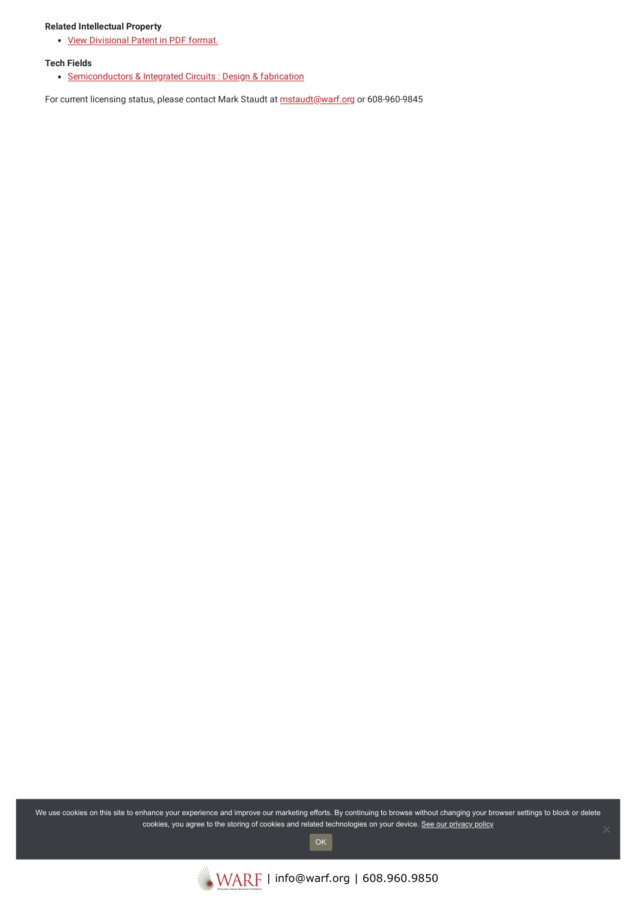**Related Intellectual Property**

- View Divisional Patent in PDF format.

**Tech Fields**

- Semiconductors & Integrated Circuits : Design & fabrication

For current licensing status, please contact Mark Staudt at mstaudt@warf.org or 608-960-9845

We use cookies on this site to enhance your experience and improve our marketing efforts. By continuing to browse without changing your browser settings to block or delete cookies, you agree to the storing of cookies and related technologies on your device. See our privacy policy

OK

WARF | info@warf.org | 608.960.9850